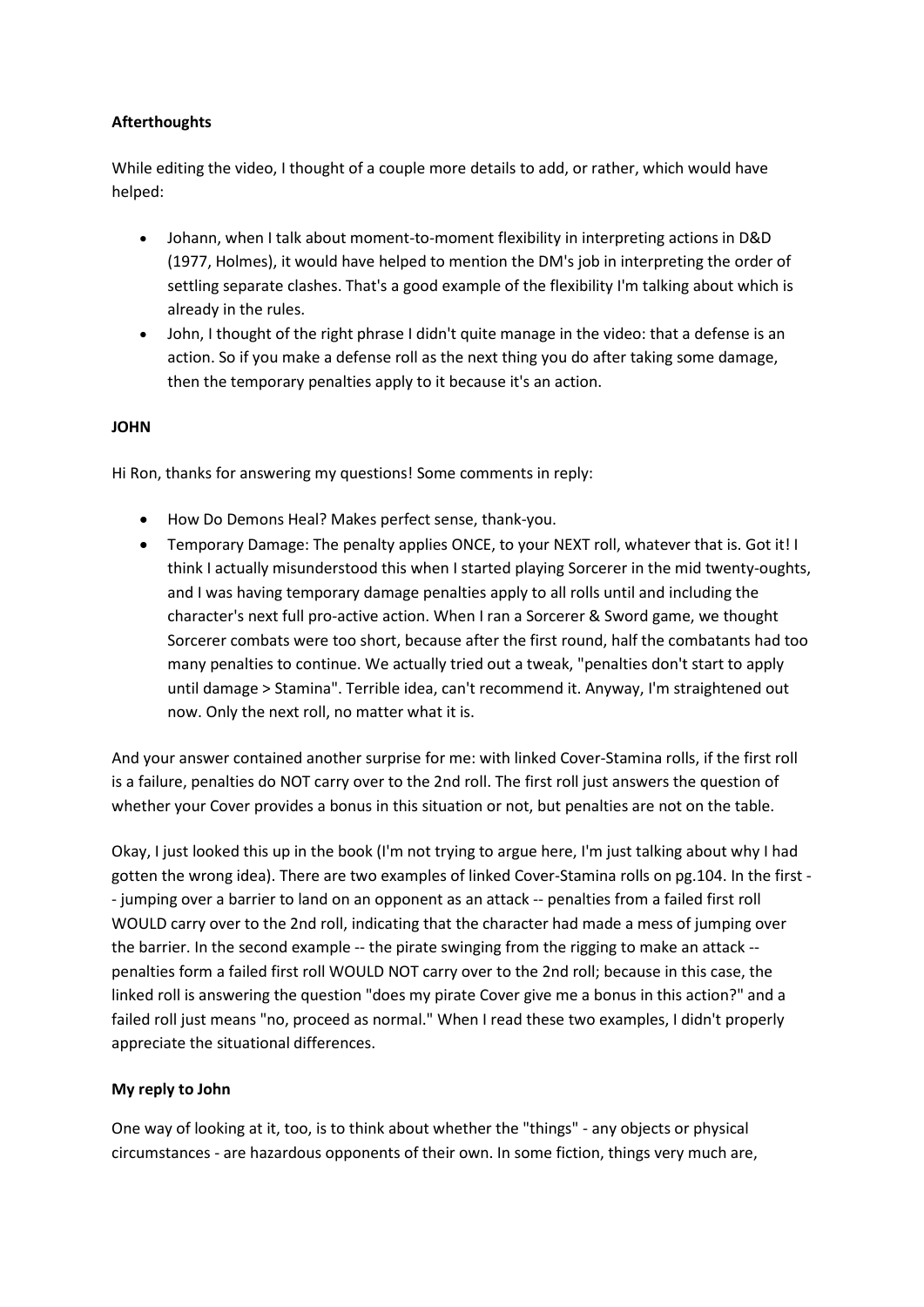**Afterthoughts**

While editing the video, I thought of a couple more details to add, or rather, which would have helped:

- Johann, when I talk about moment-to-moment flexibility in interpreting actions in D&D (1977, Holmes), it would have helped to mention the DM's job in interpreting the order of settling separate clashes. That's a good example of the flexibility I'm talking about which is already in the rules.
- John, I thought of the right phrase I didn't quite manage in the video: that a defense is an action. So if you make a defense roll as the next thing you do after taking some damage, then the temporary penalties apply to it because it's an action.

**JOHN**

Hi Ron, thanks for answering my questions! Some comments in reply:

- How Do Demons Heal? Makes perfect sense, thank-you.
- Temporary Damage: The penalty applies ONCE, to your NEXT roll, whatever that is. Got it! I think I actually misunderstood this when I started playing Sorcerer in the mid twenty-oughts, and I was having temporary damage penalties apply to all rolls until and including the character's next full pro-active action. When I ran a Sorcerer & Sword game, we thought Sorcerer combats were too short, because after the first round, half the combatants had too many penalties to continue. We actually tried out a tweak, "penalties don't start to apply until damage > Stamina". Terrible idea, can't recommend it. Anyway, I'm straightened out now. Only the next roll, no matter what it is.

And your answer contained another surprise for me: with linked Cover-Stamina rolls, if the first roll is a failure, penalties do NOT carry over to the 2nd roll. The first roll just answers the question of whether your Cover provides a bonus in this situation or not, but penalties are not on the table.

Okay, I just looked this up in the book (I'm not trying to argue here, I'm just talking about why I had gotten the wrong idea). There are two examples of linked Cover-Stamina rolls on pg.104. In the first -- jumping over a barrier to land on an opponent as an attack -- penalties from a failed first roll WOULD carry over to the 2nd roll, indicating that the character had made a mess of jumping over the barrier. In the second example -- the pirate swinging from the rigging to make an attack -- penalties form a failed first roll WOULD NOT carry over to the 2nd roll; because in this case, the linked roll is answering the question "does my pirate Cover give me a bonus in this action?" and a failed roll just means "no, proceed as normal." When I read these two examples, I didn't properly appreciate the situational differences.

**My reply to John**

One way of looking at it, too, is to think about whether the "things" - any objects or physical circumstances - are hazardous opponents of their own. In some fiction, things very much are,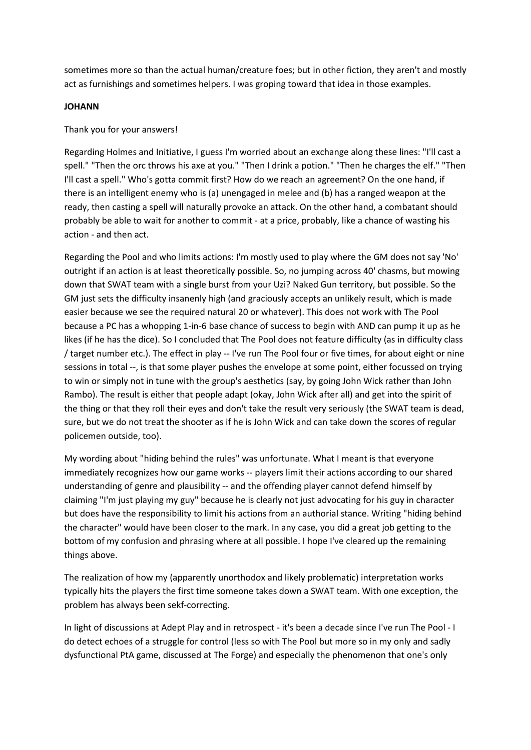sometimes more so than the actual human/creature foes; but in other fiction, they aren't and mostly act as furnishings and sometimes helpers. I was groping toward that idea in those examples.

**JOHANN**

Thank you for your answers!

Regarding Holmes and Initiative, I guess I'm worried about an exchange along these lines: "I'll cast a spell." "Then the orc throws his axe at you." "Then I drink a potion." "Then he charges the elf." "Then I'll cast a spell." Who's gotta commit first? How do we reach an agreement? On the one hand, if there is an intelligent enemy who is (a) unengaged in melee and (b) has a ranged weapon at the ready, then casting a spell will naturally provoke an attack. On the other hand, a combatant should probably be able to wait for another to commit - at a price, probably, like a chance of wasting his action - and then act.

Regarding the Pool and who limits actions: I'm mostly used to play where the GM does not say 'No' outright if an action is at least theoretically possible. So, no jumping across 40' chasms, but mowing down that SWAT team with a single burst from your Uzi? Naked Gun territory, but possible. So the GM just sets the difficulty insanenly high (and graciously accepts an unlikely result, which is made easier because we see the required natural 20 or whatever). This does not work with The Pool because a PC has a whopping 1-in-6 base chance of success to begin with AND can pump it up as he likes (if he has the dice). So I concluded that The Pool does not feature difficulty (as in difficulty class / target number etc.). The effect in play -- I've run The Pool four or five times, for about eight or nine sessions in total --, is that some player pushes the envelope at some point, either focussed on trying to win or simply not in tune with the group's aesthetics (say, by going John Wick rather than John Rambo). The result is either that people adapt (okay, John Wick after all) and get into the spirit of the thing or that they roll their eyes and don't take the result very seriously (the SWAT team is dead, sure, but we do not treat the shooter as if he is John Wick and can take down the scores of regular policemen outside, too).

My wording about "hiding behind the rules" was unfortunate. What I meant is that everyone immediately recognizes how our game works -- players limit their actions according to our shared understanding of genre and plausibility -- and the offending player cannot defend himself by claiming "I'm just playing my guy" because he is clearly not just advocating for his guy in character but does have the responsibility to limit his actions from an authorial stance. Writing "hiding behind the character" would have been closer to the mark. In any case, you did a great job getting to the bottom of my confusion and phrasing where at all possible. I hope I've cleared up the remaining things above.

The realization of how my (apparently unorthodox and likely problematic) interpretation works typically hits the players the first time someone takes down a SWAT team. With one exception, the problem has always been sekf-correcting.

In light of discussions at Adept Play and in retrospect - it's been a decade since I've run The Pool - I do detect echoes of a struggle for control (less so with The Pool but more so in my only and sadly dysfunctional PtA game, discussed at The Forge) and especially the phenomenon that one's only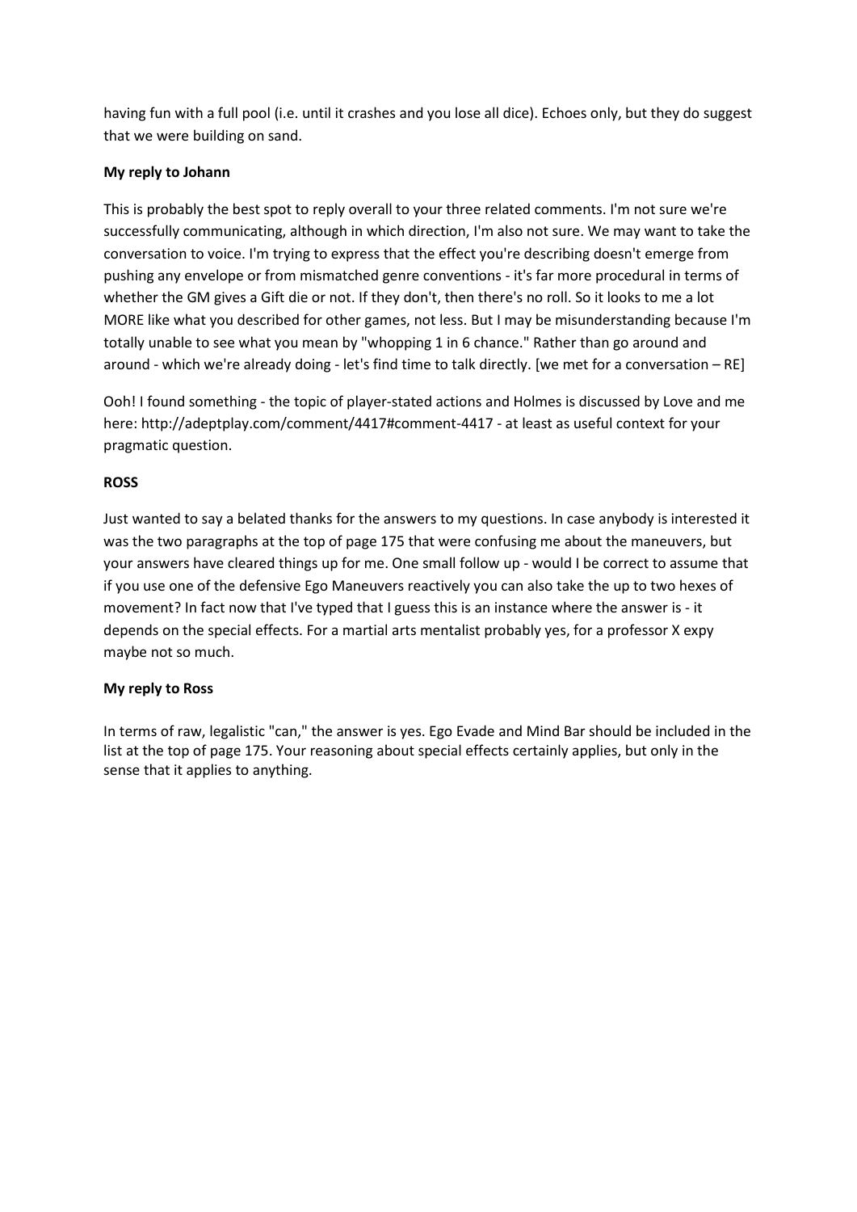having fun with a full pool (i.e. until it crashes and you lose all dice). Echoes only, but they do suggest that we were building on sand.

**My reply to Johann**

This is probably the best spot to reply overall to your three related comments. I'm not sure we're successfully communicating, although in which direction, I'm also not sure. We may want to take the conversation to voice. I'm trying to express that the effect you're describing doesn't emerge from pushing any envelope or from mismatched genre conventions - it's far more procedural in terms of whether the GM gives a Gift die or not. If they don't, then there's no roll. So it looks to me a lot MORE like what you described for other games, not less. But I may be misunderstanding because I'm totally unable to see what you mean by "whopping 1 in 6 chance." Rather than go around and around - which we're already doing - let's find time to talk directly. [we met for a conversation – RE]

Ooh! I found something - the topic of player-stated actions and Holmes is discussed by Love and me here: http://adeptplay.com/comment/4417#comment-4417 - at least as useful context for your pragmatic question.

**ROSS**

Just wanted to say a belated thanks for the answers to my questions. In case anybody is interested it was the two paragraphs at the top of page 175 that were confusing me about the maneuvers, but your answers have cleared things up for me. One small follow up - would I be correct to assume that if you use one of the defensive Ego Maneuvers reactively you can also take the up to two hexes of movement? In fact now that I've typed that I guess this is an instance where the answer is - it depends on the special effects. For a martial arts mentalist probably yes, for a professor X expy maybe not so much.

**My reply to Ross**

In terms of raw, legalistic "can," the answer is yes. Ego Evade and Mind Bar should be included in the list at the top of page 175. Your reasoning about special effects certainly applies, but only in the sense that it applies to anything.